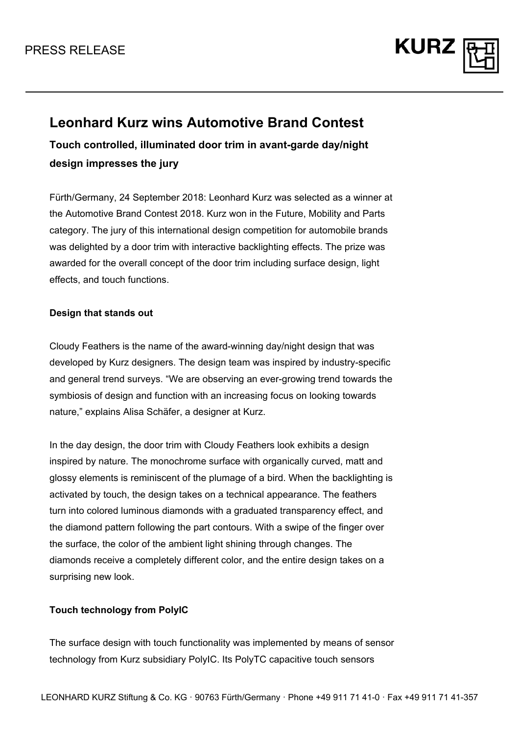PRESS RELEASE

# Leonhard Kurz wins Automotive Brand Contest

## Touch controlled, illuminated door trim in avant-garde day/night design impresses the jury

Fürth/Germany, 24 September 2018: Leonhard Kurz was selected as a winner at the Automotive Brand Contest 2018. Kurz won in the Future, Mobility and Parts category. The jury of this international design competition for automobile brands was delighted by a door trim with interactive backlighting effects. The prize was awarded for the overall concept of the door trim including surface design, light effects, and touch functions.

**Design that stands out**

Cloudy Feathers is the name of the award-winning day/night design that was developed by Kurz designers. The design team was inspired by industry-specific and general trend surveys. "We are observing an ever-growing trend towards the symbiosis of design and function with an increasing focus on looking towards nature," explains Alisa Schäfer, a designer at Kurz.

In the day design, the door trim with Cloudy Feathers look exhibits a design inspired by nature. The monochrome surface with organically curved, matt and glossy elements is reminiscent of the plumage of a bird. When the backlighting is activated by touch, the design takes on a technical appearance. The feathers turn into colored luminous diamonds with a graduated transparency effect, and the diamond pattern following the part contours. With a swipe of the finger over the surface, the color of the ambient light shining through changes. The diamonds receive a completely different color, and the entire design takes on a surprising new look.

**Touch technology from PolyIC**

The surface design with touch functionality was implemented by means of sensor technology from Kurz subsidiary PolyIC. Its PolyTC capacitive touch sensors

LEONHARD KURZ Stiftung & Co. KG · 90763 Fürth/Germany · Phone +49 911 71 41-0 · Fax +49 911 71 41-357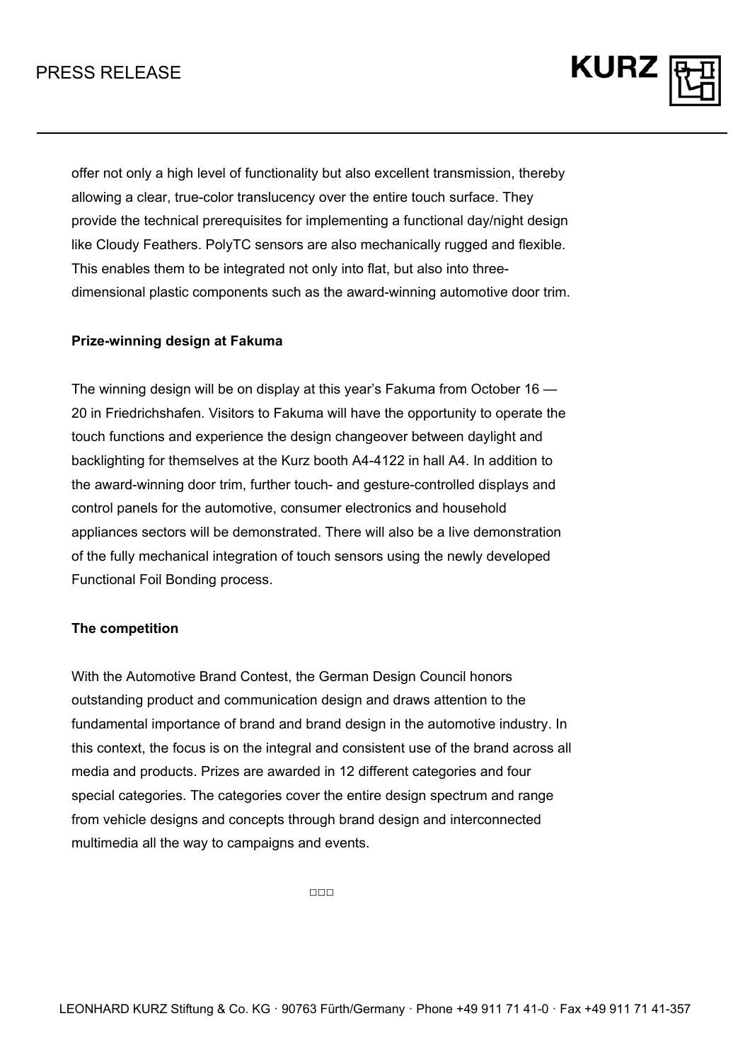offer not only a high level of functionality but also excellent transmission, thereby allowing a clear, true-color translucency over the entire touch surface. They provide the technical prerequisites for implementing a functional day/night design like Cloudy Feathers. PolyTC sensors are also mechanically rugged and flexible. This enables them to be integrated not only into flat, but also into three-dimensional plastic components such as the award-winning automotive door trim.

**Prize-winning design at Fakuma**

The winning design will be on display at this year's Fakuma from October 16 — 20 in Friedrichshafen. Visitors to Fakuma will have the opportunity to operate the touch functions and experience the design changeover between daylight and backlighting for themselves at the Kurz booth A4-4122 in hall A4. In addition to the award-winning door trim, further touch- and gesture-controlled displays and control panels for the automotive, consumer electronics and household appliances sectors will be demonstrated. There will also be a live demonstration of the fully mechanical integration of touch sensors using the newly developed Functional Foil Bonding process.

**The competition**

With the Automotive Brand Contest, the German Design Council honors outstanding product and communication design and draws attention to the fundamental importance of brand and brand design in the automotive industry. In this context, the focus is on the integral and consistent use of the brand across all media and products. Prizes are awarded in 12 different categories and four special categories. The categories cover the entire design spectrum and range from vehicle designs and concepts through brand design and interconnected multimedia all the way to campaigns and events.

□□□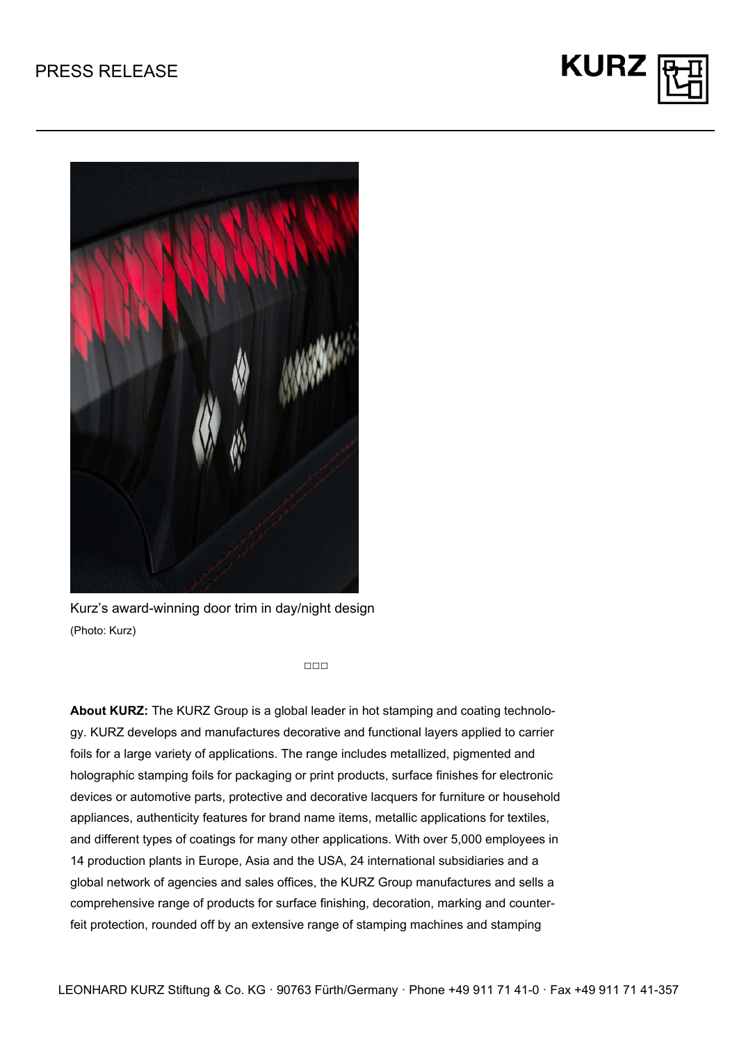Kurz's award-winning door trim in day/night design
(Photo: Kurz)

□□□

**About KURZ:** The KURZ Group is a global leader in hot stamping and coating technology. KURZ develops and manufactures decorative and functional layers applied to carrier foils for a large variety of applications. The range includes metallized, pigmented and holographic stamping foils for packaging or print products, surface finishes for electronic devices or automotive parts, protective and decorative lacquers for furniture or household appliances, authenticity features for brand name items, metallic applications for textiles, and different types of coatings for many other applications. With over 5,000 employees in 14 production plants in Europe, Asia and the USA, 24 international subsidiaries and a global network of agencies and sales offices, the KURZ Group manufactures and sells a comprehensive range of products for surface finishing, decoration, marking and counterfeit protection, rounded off by an extensive range of stamping machines and stamping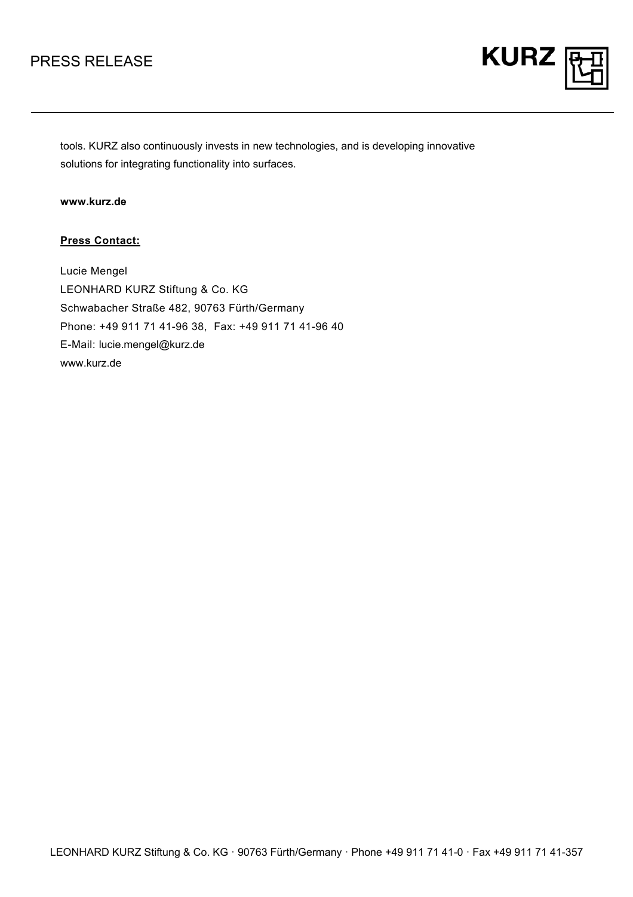tools. KURZ also continuously invests in new technologies, and is developing innovative solutions for integrating functionality into surfaces.

**www.kurz.de**

**Press Contact:**

Lucie Mengel
LEONHARD KURZ Stiftung & Co. KG
Schwabacher Straße 482, 90763 Fürth/Germany
Phone: +49 911 71 41-96 38, Fax: +49 911 71 41-96 40
E-Mail: lucie.mengel@kurz.de
www.kurz.de